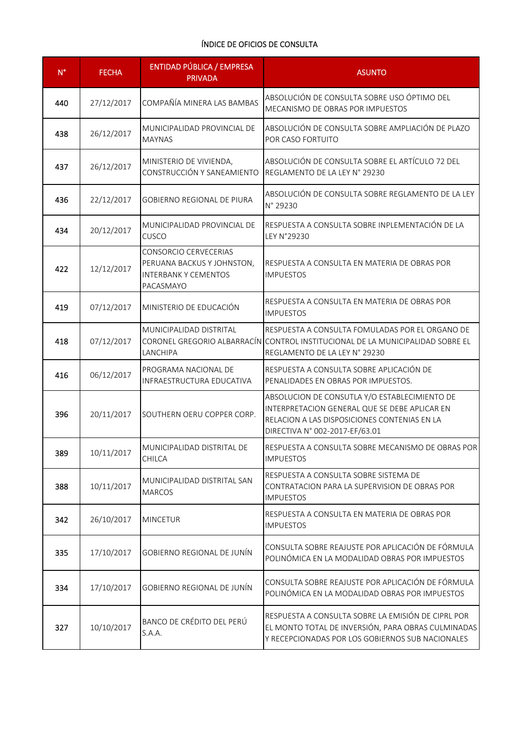ÍNDICE DE OFICIOS DE CONSULTA

| N° | FECHA | ENTIDAD PÚBLICA / EMPRESA PRIVADA | ASUNTO |
|---|---|---|---|
| 440 | 27/12/2017 | COMPAÑÍA MINERA LAS BAMBAS | ABSOLUCIÓN DE CONSULTA SOBRE USO ÓPTIMO DEL MECANISMO DE OBRAS POR IMPUESTOS |
| 438 | 26/12/2017 | MUNICIPALIDAD PROVINCIAL DE MAYNAS | ABSOLUCIÓN DE CONSULTA SOBRE AMPLIACIÓN DE PLAZO POR CASO FORTUITO |
| 437 | 26/12/2017 | MINISTERIO DE VIVIENDA, CONSTRUCCIÓN Y SANEAMIENTO | ABSOLUCIÓN DE CONSULTA SOBRE EL ARTÍCULO 72 DEL REGLAMENTO DE LA LEY N° 29230 |
| 436 | 22/12/2017 | GOBIERNO REGIONAL DE PIURA | ABSOLUCIÓN DE CONSULTA SOBRE REGLAMENTO DE LA LEY N° 29230 |
| 434 | 20/12/2017 | MUNICIPALIDAD PROVINCIAL DE CUSCO | RESPUESTA A CONSULTA SOBRE INPLEMENTACIÓN DE LA LEY N°29230 |
| 422 | 12/12/2017 | CONSORCIO CERVECERIAS PERUANA BACKUS Y JOHNSTON, INTERBANK Y CEMENTOS PACASMAYO | RESPUESTA A CONSULTA EN MATERIA DE OBRAS POR IMPUESTOS |
| 419 | 07/12/2017 | MINISTERIO DE EDUCACIÓN | RESPUESTA A CONSULTA EN MATERIA DE OBRAS POR IMPUESTOS |
| 418 | 07/12/2017 | MUNICIPALIDAD DISTRITAL CORONEL GREGORIO ALBARRACÍN LANCHIPA | RESPUESTA A CONSULTA FOMULADAS POR EL ORGANO DE CONTROL INSTITUCIONAL DE LA MUNICIPALIDAD SOBRE EL REGLAMENTO DE LA LEY N° 29230 |
| 416 | 06/12/2017 | PROGRAMA NACIONAL DE INFRAESTRUCTURA EDUCATIVA | RESPUESTA A CONSULTA SOBRE APLICACIÓN DE PENALIDADES EN OBRAS POR IMPUESTOS. |
| 396 | 20/11/2017 | SOUTHERN OERU COPPER CORP. | ABSOLUCION DE CONSUTLA Y/O ESTABLECIMIENTO DE INTERPRETACION GENERAL QUE SE DEBE APLICAR EN RELACION A LAS DISPOSICIONES CONTENIAS EN LA DIRECTIVA N° 002-2017-EF/63.01 |
| 389 | 10/11/2017 | MUNICIPALIDAD DISTRITAL DE CHILCA | RESPUESTA A CONSULTA SOBRE MECANISMO DE OBRAS POR IMPUESTOS |
| 388 | 10/11/2017 | MUNICIPALIDAD DISTRITAL SAN MARCOS | RESPUESTA A CONSULTA SOBRE SISTEMA DE CONTRATACION PARA LA SUPERVISION DE OBRAS POR IMPUESTOS |
| 342 | 26/10/2017 | MINCETUR | RESPUESTA A CONSULTA EN MATERIA DE OBRAS POR IMPUESTOS |
| 335 | 17/10/2017 | GOBIERNO REGIONAL DE JUNÍN | CONSULTA SOBRE REAJUSTE POR APLICACIÓN DE FÓRMULA POLINÓMICA EN LA MODALIDAD OBRAS POR IMPUESTOS |
| 334 | 17/10/2017 | GOBIERNO REGIONAL DE JUNÍN | CONSULTA SOBRE REAJUSTE POR APLICACIÓN DE FÓRMULA POLINÓMICA EN LA MODALIDAD OBRAS POR IMPUESTOS |
| 327 | 10/10/2017 | BANCO DE CRÉDITO DEL PERÚ S.A.A. | RESPUESTA A CONSULTA SOBRE LA EMISIÓN DE CIPRL POR EL MONTO TOTAL DE INVERSIÓN, PARA OBRAS CULMINADAS Y RECEPCIONADAS POR LOS GOBIERNOS SUB NACIONALES |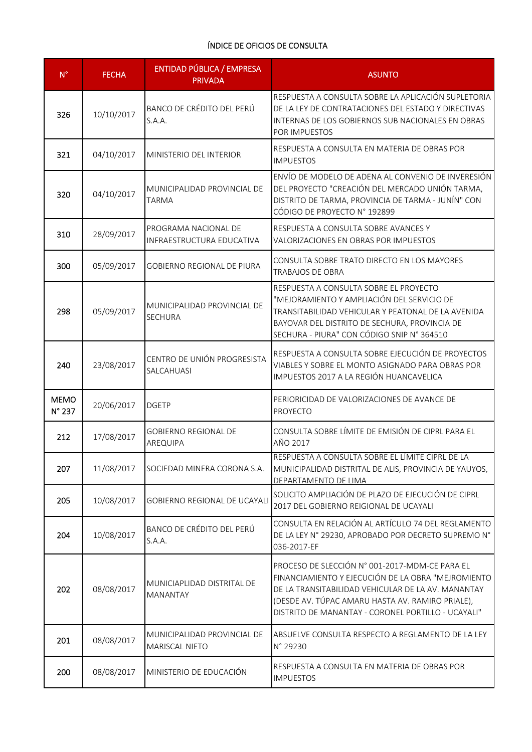ÍNDICE DE OFICIOS DE CONSULTA

| N° | FECHA | ENTIDAD PÚBLICA / EMPRESA PRIVADA | ASUNTO |
|---|---|---|---|
| 326 | 10/10/2017 | BANCO DE CRÉDITO DEL PERÚ S.A.A. | RESPUESTA A CONSULTA SOBRE LA APLICACIÓN SUPLETORIA DE LA LEY DE CONTRATACIONES DEL ESTADO Y DIRECTIVAS INTERNAS DE LOS GOBIERNOS SUB NACIONALES EN OBRAS POR IMPUESTOS |
| 321 | 04/10/2017 | MINISTERIO DEL INTERIOR | RESPUESTA A CONSULTA EN MATERIA DE OBRAS POR IMPUESTOS |
| 320 | 04/10/2017 | MUNICIPALIDAD PROVINCIAL DE TARMA | ENVÍO DE MODELO DE ADENA AL CONVENIO DE INVERESIÓN DEL PROYECTO "CREACIÓN DEL MERCADO UNIÓN TARMA, DISTRITO DE TARMA, PROVINCIA DE TARMA - JUNÍN" CON CÓDIGO DE PROYECTO N° 192899 |
| 310 | 28/09/2017 | PROGRAMA NACIONAL DE INFRAESTRUCTURA EDUCATIVA | RESPUESTA A CONSULTA SOBRE AVANCES Y VALORIZACIONES EN OBRAS POR IMPUESTOS |
| 300 | 05/09/2017 | GOBIERNO REGIONAL DE PIURA | CONSULTA SOBRE TRATO DIRECTO EN LOS MAYORES TRABAJOS DE OBRA |
| 298 | 05/09/2017 | MUNICIPALIDAD PROVINCIAL DE SECHURA | RESPUESTA A CONSULTA SOBRE EL PROYECTO "MEJORAMIENTO Y AMPLIACIÓN DEL SERVICIO DE TRANSITABILIDAD VEHICULAR Y PEATONAL DE LA AVENIDA BAYOVAR DEL DISTRITO DE SECHURA, PROVINCIA DE SECHURA - PIURA" CON CÓDIGO SNIP N° 364510 |
| 240 | 23/08/2017 | CENTRO DE UNIÓN PROGRESISTA SALCAHUASI | RESPUESTA A CONSULTA SOBRE EJECUCIÓN DE PROYECTOS VIABLES Y SOBRE EL MONTO ASIGNADO PARA OBRAS POR IMPUESTOS 2017 A LA REGIÓN HUANCAVELICA |
| MEMO N° 237 | 20/06/2017 | DGETP | PERIORICIDAD DE VALORIZACIONES DE AVANCE DE PROYECTO |
| 212 | 17/08/2017 | GOBIERNO REGIONAL DE AREQUIPA | CONSULTA SOBRE LÍMITE DE EMISIÓN DE CIPRL PARA EL AÑO 2017 |
| 207 | 11/08/2017 | SOCIEDAD MINERA CORONA S.A. | RESPUESTA A CONSULTA SOBRE EL LÍMITE CIPRL DE LA MUNICIPALIDAD DISTRITAL DE ALIS, PROVINCIA DE YAUYOS, DEPARTAMENTO DE LIMA |
| 205 | 10/08/2017 | GOBIERNO REGIONAL DE UCAYALI | SOLICITO AMPLIACIÓN DE PLAZO DE EJECUCIÓN DE CIPRL 2017 DEL GOBIERNO REIGIONAL DE UCAYALI |
| 204 | 10/08/2017 | BANCO DE CRÉDITO DEL PERÚ S.A.A. | CONSULTA EN RELACIÓN AL ARTÍCULO 74 DEL REGLAMENTO DE LA LEY N° 29230, APROBADO POR DECRETO SUPREMO N° 036-2017-EF |
| 202 | 08/08/2017 | MUNICIAPLIDAD DISTRITAL DE MANANTAY | PROCESO DE SLECCIÓN N° 001-2017-MDM-CE PARA EL FINANCIAMIENTO Y EJECUCIÓN DE LA OBRA "MEJROMIENTO DE LA TRANSITABILIDAD VEHICULAR DE LA AV. MANANTAY (DESDE AV. TÚPAC AMARU HASTA AV. RAMIRO PRIALE), DISTRITO DE MANANTAY - CORONEL PORTILLO - UCAYALI" |
| 201 | 08/08/2017 | MUNICIPALIDAD PROVINCIAL DE MARISCAL NIETO | ABSUELVE CONSULTA RESPECTO A REGLAMENTO DE LA LEY N° 29230 |
| 200 | 08/08/2017 | MINISTERIO DE EDUCACIÓN | RESPUESTA A CONSULTA EN MATERIA DE OBRAS POR IMPUESTOS |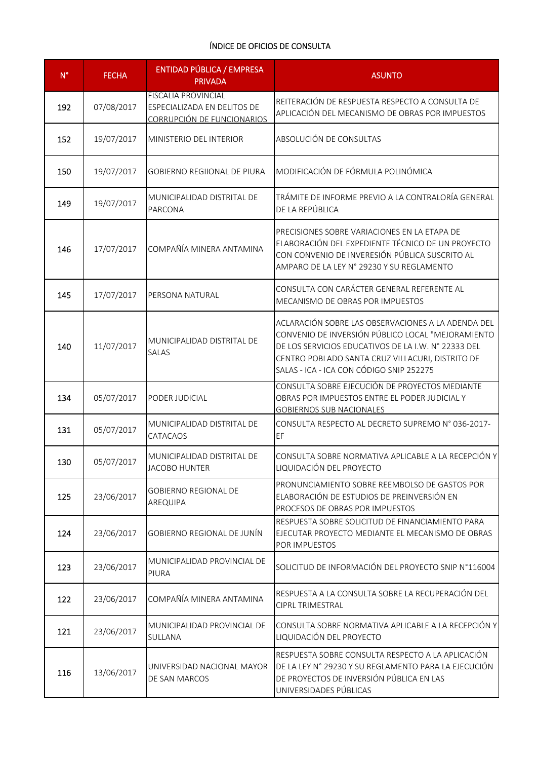# ÍNDICE DE OFICIOS DE CONSULTA

| N° | FECHA | ENTIDAD PÚBLICA / EMPRESA PRIVADA | ASUNTO |
|---|---|---|---|
| 192 | 07/08/2017 | FISCALIA PROVINCIAL ESPECIALIZADA EN DELITOS DE CORRUPCIÓN DE FUNCIONARIOS | REITERACIÓN DE RESPUESTA RESPECTO A CONSULTA DE APLICACIÓN DEL MECANISMO DE OBRAS POR IMPUESTOS |
| 152 | 19/07/2017 | MINISTERIO DEL INTERIOR | ABSOLUCIÓN DE CONSULTAS |
| 150 | 19/07/2017 | GOBIERNO REGIIONAL DE PIURA | MODIFICACIÓN DE FÓRMULA POLINÓMICA |
| 149 | 19/07/2017 | MUNICIPALIDAD DISTRITAL DE PARCONA | TRÁMITE DE INFORME PREVIO A LA CONTRALORÍA GENERAL DE LA REPÚBLICA |
| 146 | 17/07/2017 | COMPAÑÍA MINERA ANTAMINA | PRECISIONES SOBRE VARIACIONES EN LA ETAPA DE ELABORACIÓN DEL EXPEDIENTE TÉCNICO DE UN PROYECTO CON CONVENIO DE INVERESIÓN PÚBLICA SUSCRITO AL AMPARO DE LA LEY N° 29230 Y SU REGLAMENTO |
| 145 | 17/07/2017 | PERSONA NATURAL | CONSULTA CON CARÁCTER GENERAL REFERENTE AL MECANISMO DE OBRAS POR IMPUESTOS |
| 140 | 11/07/2017 | MUNICIPALIDAD DISTRITAL DE SALAS | ACLARACIÓN SOBRE LAS OBSERVACIONES A LA ADENDA DEL CONVENIO DE INVERSIÓN PÚBLICO LOCAL "MEJORAMIENTO DE LOS SERVICIOS EDUCATIVOS DE LA I.W. N° 22333 DEL CENTRO POBLADO SANTA CRUZ VILLACURI, DISTRITO DE SALAS - ICA - ICA CON CÓDIGO SNIP 252275 |
| 134 | 05/07/2017 | PODER JUDICIAL | CONSULTA SOBRE EJECUCIÓN DE PROYECTOS MEDIANTE OBRAS POR IMPUESTOS ENTRE EL PODER JUDICIAL Y GOBIERNOS SUB NACIONALES |
| 131 | 05/07/2017 | MUNICIPALIDAD DISTRITAL DE CATACAOS | CONSULTA RESPECTO AL DECRETO SUPREMO N° 036-2017-EF |
| 130 | 05/07/2017 | MUNICIPALIDAD DISTRITAL DE JACOBO HUNTER | CONSULTA SOBRE NORMATIVA APLICABLE A LA RECEPCIÓN Y LIQUIDACIÓN DEL PROYECTO |
| 125 | 23/06/2017 | GOBIERNO REGIONAL DE AREQUIPA | PRONUNCIAMIENTO SOBRE REEMBOLSO DE GASTOS POR ELABORACIÓN DE ESTUDIOS DE PREINVERSIÓN EN PROCESOS DE OBRAS POR IMPUESTOS |
| 124 | 23/06/2017 | GOBIERNO REGIONAL DE JUNÍN | RESPUESTA SOBRE SOLICITUD DE FINANCIAMIENTO PARA EJECUTAR PROYECTO MEDIANTE EL MECANISMO DE OBRAS POR IMPUESTOS |
| 123 | 23/06/2017 | MUNICIPALIDAD PROVINCIAL DE PIURA | SOLICITUD DE INFORMACIÓN DEL PROYECTO SNIP N°116004 |
| 122 | 23/06/2017 | COMPAÑÍA MINERA ANTAMINA | RESPUESTA A LA CONSULTA SOBRE LA RECUPERACIÓN DEL CIPRL TRIMESTRAL |
| 121 | 23/06/2017 | MUNICIPALIDAD PROVINCIAL DE SULLANA | CONSULTA SOBRE NORMATIVA APLICABLE A LA RECEPCIÓN Y LIQUIDACIÓN DEL PROYECTO |
| 116 | 13/06/2017 | UNIVERSIDAD NACIONAL MAYOR DE SAN MARCOS | RESPUESTA SOBRE CONSULTA RESPECTO A LA APLICACIÓN DE LA LEY N° 29230 Y SU REGLAMENTO PARA LA EJECUCIÓN DE PROYECTOS DE INVERSIÓN PÚBLICA EN LAS UNIVERSIDADES PÚBLICAS |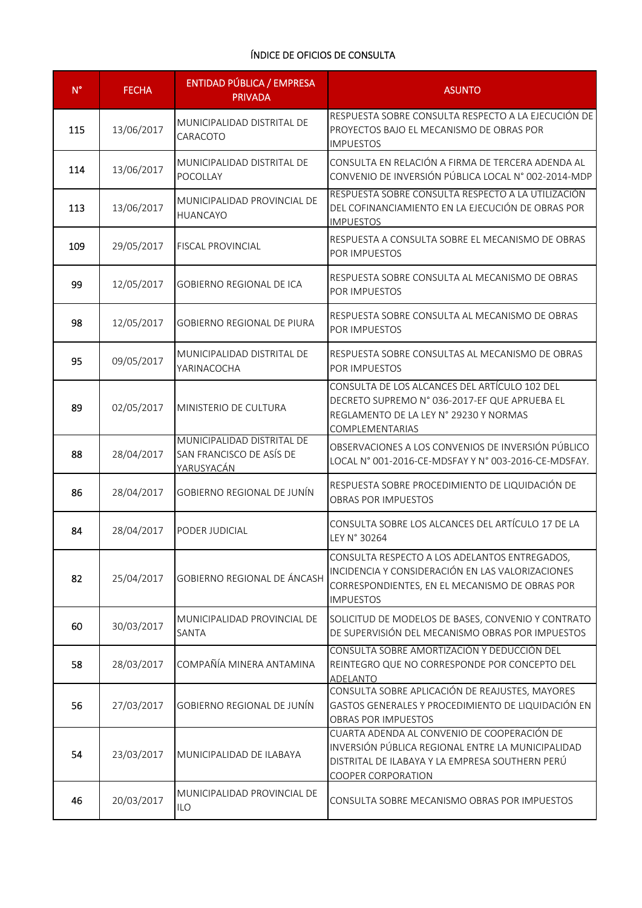ÍNDICE DE OFICIOS DE CONSULTA

| N° | FECHA | ENTIDAD PÚBLICA / EMPRESA PRIVADA | ASUNTO |
|---|---|---|---|
| 115 | 13/06/2017 | MUNICIPALIDAD DISTRITAL DE CARACOTO | RESPUESTA SOBRE CONSULTA RESPECTO A LA EJECUCIÓN DE PROYECTOS BAJO EL MECANISMO DE OBRAS POR IMPUESTOS |
| 114 | 13/06/2017 | MUNICIPALIDAD DISTRITAL DE POCOLLAY | CONSULTA EN RELACIÓN A FIRMA DE TERCERA ADENDA AL CONVENIO DE INVERSIÓN PÚBLICA LOCAL N° 002-2014-MDP |
| 113 | 13/06/2017 | MUNICIPALIDAD PROVINCIAL DE HUANCAYO | RESPUESTA SOBRE CONSULTA RESPECTO A LA UTILIZACIÓN DEL COFINANCIAMIENTO EN LA EJECUCIÓN DE OBRAS POR IMPUESTOS |
| 109 | 29/05/2017 | FISCAL PROVINCIAL | RESPUESTA A CONSULTA SOBRE EL MECANISMO DE OBRAS POR IMPUESTOS |
| 99 | 12/05/2017 | GOBIERNO REGIONAL DE ICA | RESPUESTA SOBRE CONSULTA AL MECANISMO DE OBRAS POR IMPUESTOS |
| 98 | 12/05/2017 | GOBIERNO REGIONAL DE PIURA | RESPUESTA SOBRE CONSULTA AL MECANISMO DE OBRAS POR IMPUESTOS |
| 95 | 09/05/2017 | MUNICIPALIDAD DISTRITAL DE YARINACOCHA | RESPUESTA SOBRE CONSULTAS AL MECANISMO DE OBRAS POR IMPUESTOS |
| 89 | 02/05/2017 | MINISTERIO DE CULTURA | CONSULTA DE LOS ALCANCES DEL ARTÍCULO 102 DEL DECRETO SUPREMO N° 036-2017-EF QUE APRUEBA EL REGLAMENTO DE LA LEY N° 29230 Y NORMAS COMPLEMENTARIAS |
| 88 | 28/04/2017 | MUNICIPALIDAD DISTRITAL DE SAN FRANCISCO DE ASÍS DE YARUSYACÁN | OBSERVACIONES A LOS CONVENIOS DE INVERSIÓN PÚBLICO LOCAL N° 001-2016-CE-MDSFAY Y N° 003-2016-CE-MDSFAY. |
| 86 | 28/04/2017 | GOBIERNO REGIONAL DE JUNÍN | RESPUESTA SOBRE PROCEDIMIENTO DE LIQUIDACIÓN DE OBRAS POR IMPUESTOS |
| 84 | 28/04/2017 | PODER JUDICIAL | CONSULTA SOBRE LOS ALCANCES DEL ARTÍCULO 17 DE LA LEY N° 30264 |
| 82 | 25/04/2017 | GOBIERNO REGIONAL DE ÁNCASH | CONSULTA RESPECTO A LOS ADELANTOS ENTREGADOS, INCIDENCIA Y CONSIDERACIÓN EN LAS VALORIZACIONES CORRESPONDIENTES, EN EL MECANISMO DE OBRAS POR IMPUESTOS |
| 60 | 30/03/2017 | MUNICIPALIDAD PROVINCIAL DE SANTA | SOLICITUD DE MODELOS DE BASES, CONVENIO Y CONTRATO DE SUPERVISIÓN DEL MECANISMO OBRAS POR IMPUESTOS |
| 58 | 28/03/2017 | COMPAÑÍA MINERA ANTAMINA | CONSULTA SOBRE AMORTIZACIÓN Y DEDUCCIÓN DEL REINTEGRO QUE NO CORRESPONDE POR CONCEPTO DEL ADELANTO |
| 56 | 27/03/2017 | GOBIERNO REGIONAL DE JUNÍN | CONSULTA SOBRE APLICACIÓN DE REAJUSTES, MAYORES GASTOS GENERALES Y PROCEDIMIENTO DE LIQUIDACIÓN EN OBRAS POR IMPUESTOS |
| 54 | 23/03/2017 | MUNICIPALIDAD DE ILABAYA | CUARTA ADENDA AL CONVENIO DE COOPERACIÓN DE INVERSIÓN PÚBLICA REGIONAL ENTRE LA MUNICIPALIDAD DISTRITAL DE ILABAYA Y LA EMPRESA SOUTHERN PERÚ COOPER CORPORATION |
| 46 | 20/03/2017 | MUNICIPALIDAD PROVINCIAL DE ILO | CONSULTA SOBRE MECANISMO OBRAS POR IMPUESTOS |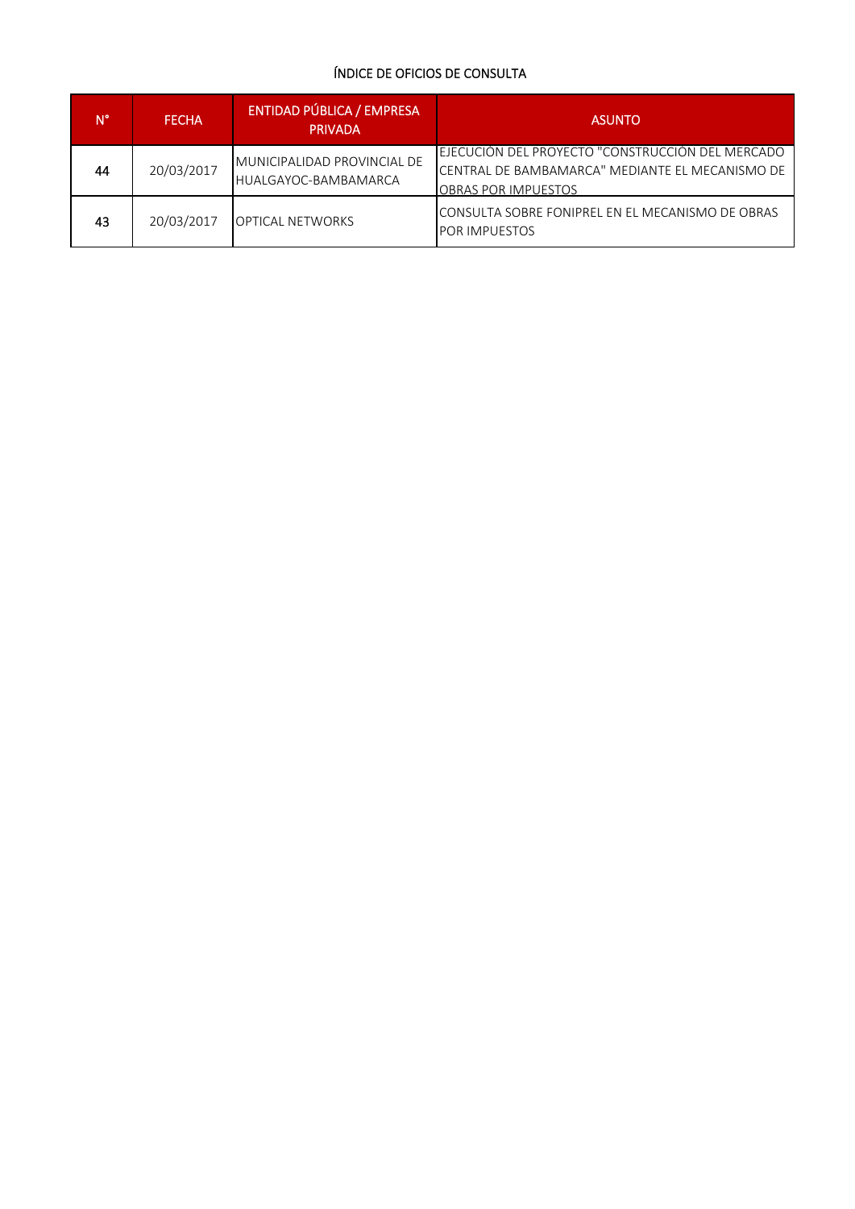ÍNDICE DE OFICIOS DE CONSULTA

| N° | FECHA | ENTIDAD PÚBLICA / EMPRESA PRIVADA | ASUNTO |
|---|---|---|---|
| 44 | 20/03/2017 | MUNICIPALIDAD PROVINCIAL DE HUALGAYOC-BAMBAMARCA | EJECUCIÓN DEL PROYECTO "CONSTRUCCIÓN DEL MERCADO CENTRAL DE BAMBAMARCA" MEDIANTE EL MECANISMO DE OBRAS POR IMPUESTOS |
| 43 | 20/03/2017 | OPTICAL NETWORKS | CONSULTA SOBRE FONIPREL EN EL MECANISMO DE OBRAS POR IMPUESTOS |